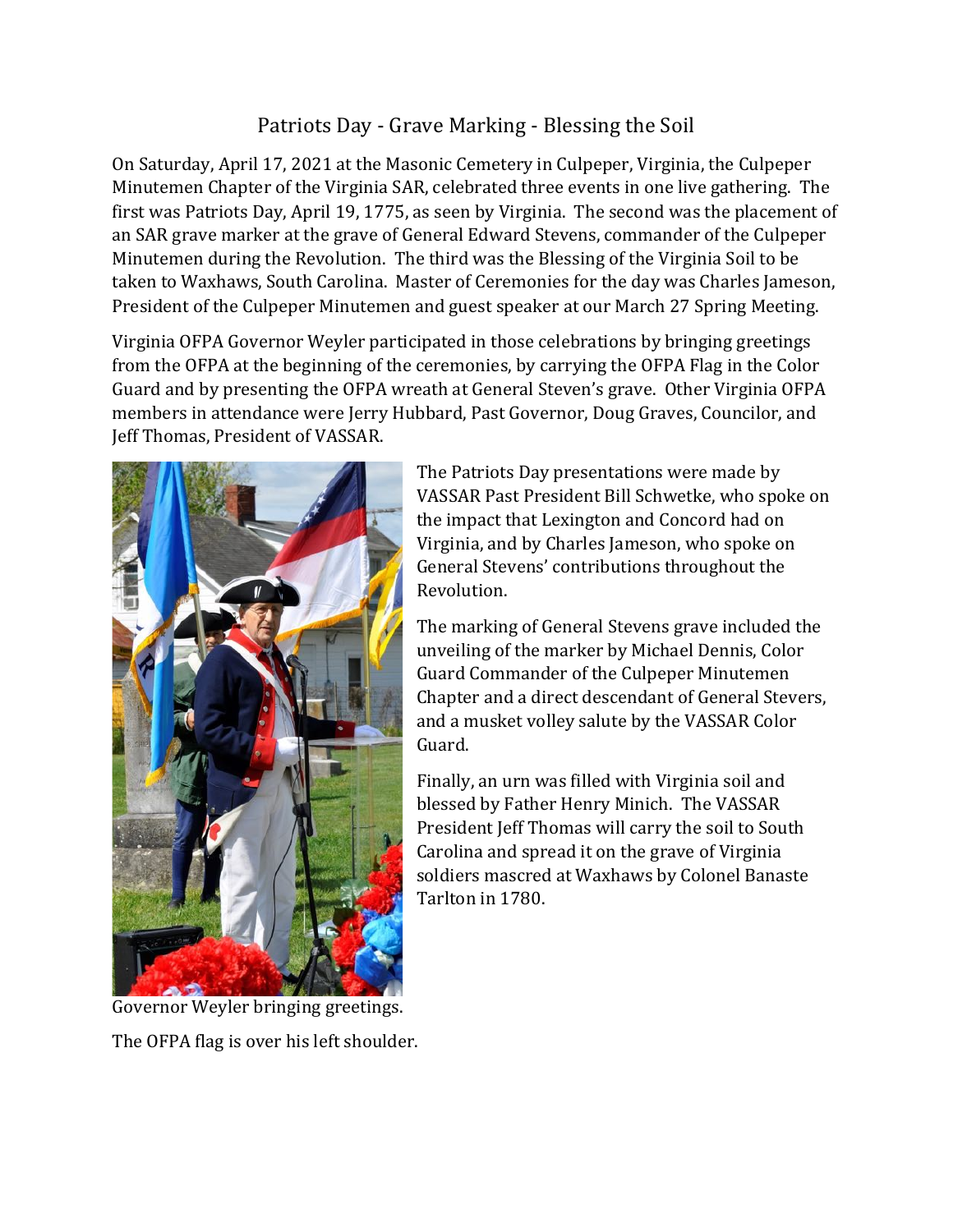# Patriots Day - Grave Marking - Blessing the Soil

On Saturday, April 17, 2021 at the Masonic Cemetery in Culpeper, Virginia, the Culpeper Minutemen Chapter of the Virginia SAR, celebrated three events in one live gathering. The first was Patriots Day, April 19, 1775, as seen by Virginia. The second was the placement of an SAR grave marker at the grave of General Edward Stevens, commander of the Culpeper Minutemen during the Revolution. The third was the Blessing of the Virginia Soil to be taken to Waxhaws, South Carolina. Master of Ceremonies for the day was Charles Jameson, President of the Culpeper Minutemen and guest speaker at our March 27 Spring Meeting.

Virginia OFPA Governor Weyler participated in those celebrations by bringing greetings from the OFPA at the beginning of the ceremonies, by carrying the OFPA Flag in the Color Guard and by presenting the OFPA wreath at General Steven's grave. Other Virginia OFPA members in attendance were Jerry Hubbard, Past Governor, Doug Graves, Councilor, and Jeff Thomas, President of VASSAR.

The Patriots Day presentations were made by VASSAR Past President Bill Schwetke, who spoke on the impact that Lexington and Concord had on Virginia, and by Charles Jameson, who spoke on General Stevens' contributions throughout the Revolution.

The marking of General Stevens grave included the unveiling of the marker by Michael Dennis, Color Guard Commander of the Culpeper Minutemen Chapter and a direct descendant of General Stevers, and a musket volley salute by the VASSAR Color Guard.

Finally, an urn was filled with Virginia soil and blessed by Father Henry Minich. The VASSAR President Jeff Thomas will carry the soil to South Carolina and spread it on the grave of Virginia soldiers mascred at Waxhaws by Colonel Banaste Tarlton in 1780.

Governor Weyler bringing greetings.

The OFPA flag is over his left shoulder.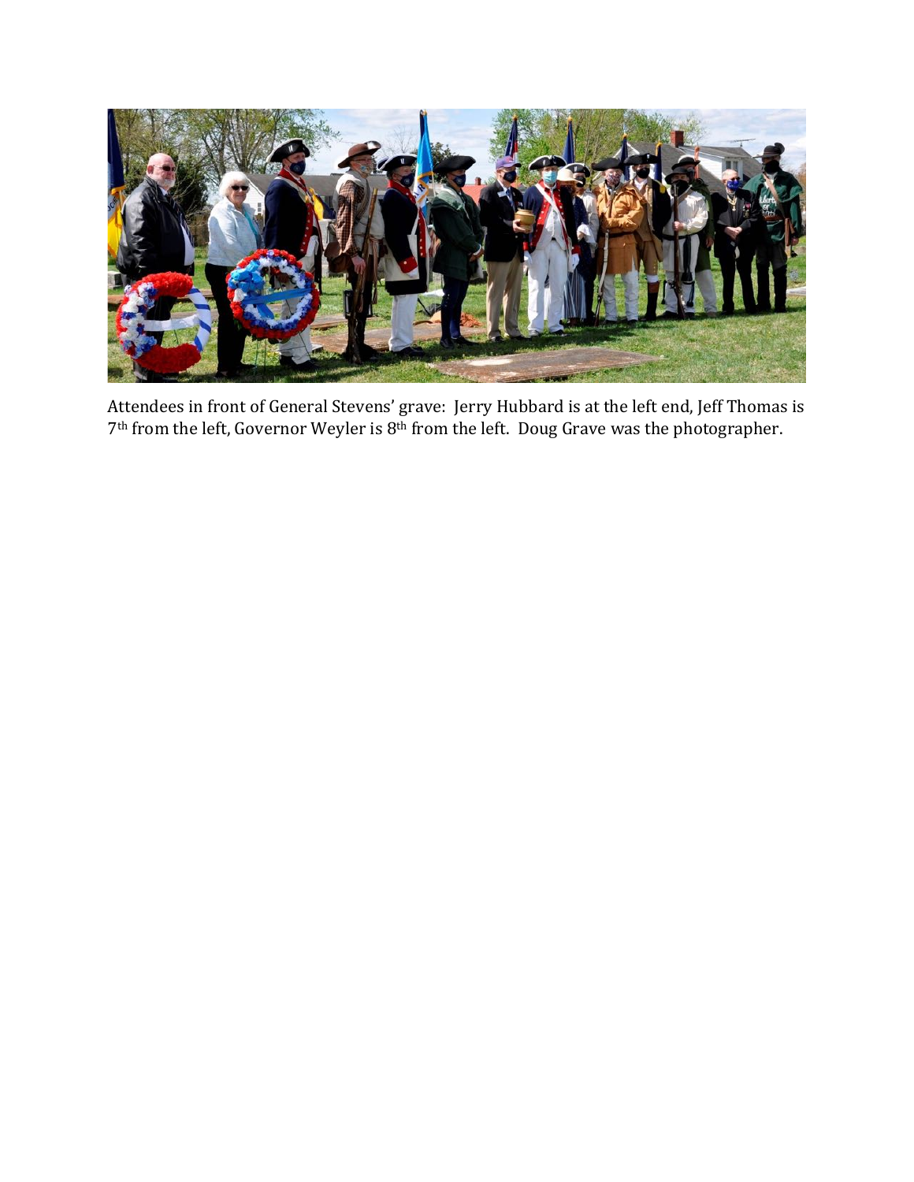Attendees in front of General Stevens' grave: Jerry Hubbard is at the left end, Jeff Thomas is 7th from the left, Governor Weyler is 8th from the left. Doug Grave was the photographer.